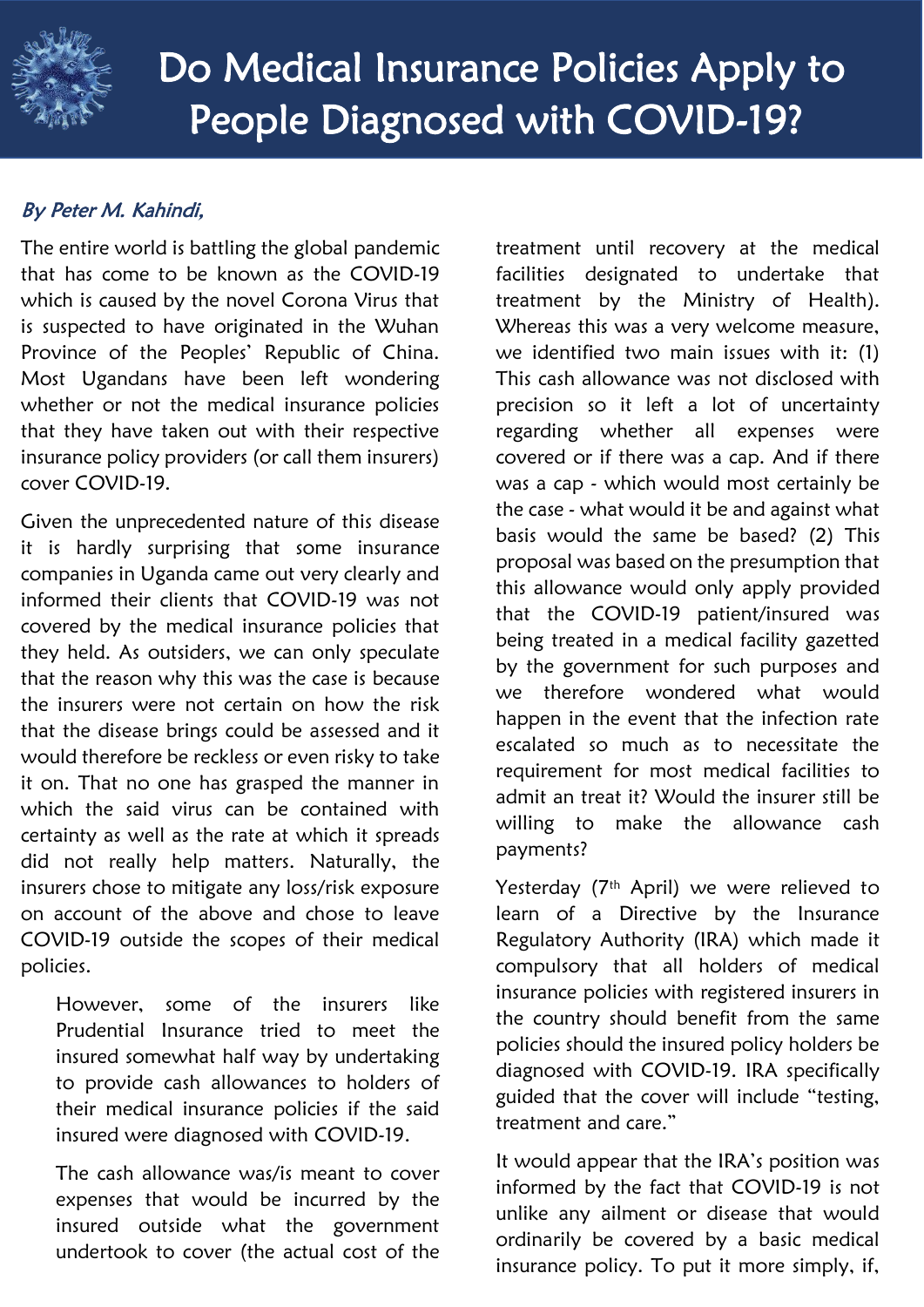# Do Medical Insurance Policies Apply to People Diagnosed with COVID-19?

*By Peter M. Kahindi,*

The entire world is battling the global pandemic that has come to be known as the COVID-19 which is caused by the novel Corona Virus that is suspected to have originated in the Wuhan Province of the Peoples' Republic of China. Most Ugandans have been left wondering whether or not the medical insurance policies that they have taken out with their respective insurance policy providers (or call them insurers) cover COVID-19.

Given the unprecedented nature of this disease it is hardly surprising that some insurance companies in Uganda came out very clearly and informed their clients that COVID-19 was not covered by the medical insurance policies that they held. As outsiders, we can only speculate that the reason why this was the case is because the insurers were not certain on how the risk that the disease brings could be assessed and it would therefore be reckless or even risky to take it on. That no one has grasped the manner in which the said virus can be contained with certainty as well as the rate at which it spreads did not really help matters. Naturally, the insurers chose to mitigate any loss/risk exposure on account of the above and chose to leave COVID-19 outside the scopes of their medical policies.

However, some of the insurers like Prudential Insurance tried to meet the insured somewhat half way by undertaking to provide cash allowances to holders of their medical insurance policies if the said insured were diagnosed with COVID-19.

The cash allowance was/is meant to cover expenses that would be incurred by the insured outside what the government undertook to cover (the actual cost of the treatment until recovery at the medical facilities designated to undertake that treatment by the Ministry of Health). Whereas this was a very welcome measure, we identified two main issues with it: (1) This cash allowance was not disclosed with precision so it left a lot of uncertainty regarding whether all expenses were covered or if there was a cap. And if there was a cap - which would most certainly be the case - what would it be and against what basis would the same be based? (2) This proposal was based on the presumption that this allowance would only apply provided that the COVID-19 patient/insured was being treated in a medical facility gazetted by the government for such purposes and we therefore wondered what would happen in the event that the infection rate escalated so much as to necessitate the requirement for most medical facilities to admit an treat it? Would the insurer still be willing to make the allowance cash payments?

Yesterday (7th April) we were relieved to learn of a Directive by the Insurance Regulatory Authority (IRA) which made it compulsory that all holders of medical insurance policies with registered insurers in the country should benefit from the same policies should the insured policy holders be diagnosed with COVID-19. IRA specifically guided that the cover will include "testing, treatment and care."

It would appear that the IRA's position was informed by the fact that COVID-19 is not unlike any ailment or disease that would ordinarily be covered by a basic medical insurance policy. To put it more simply, if,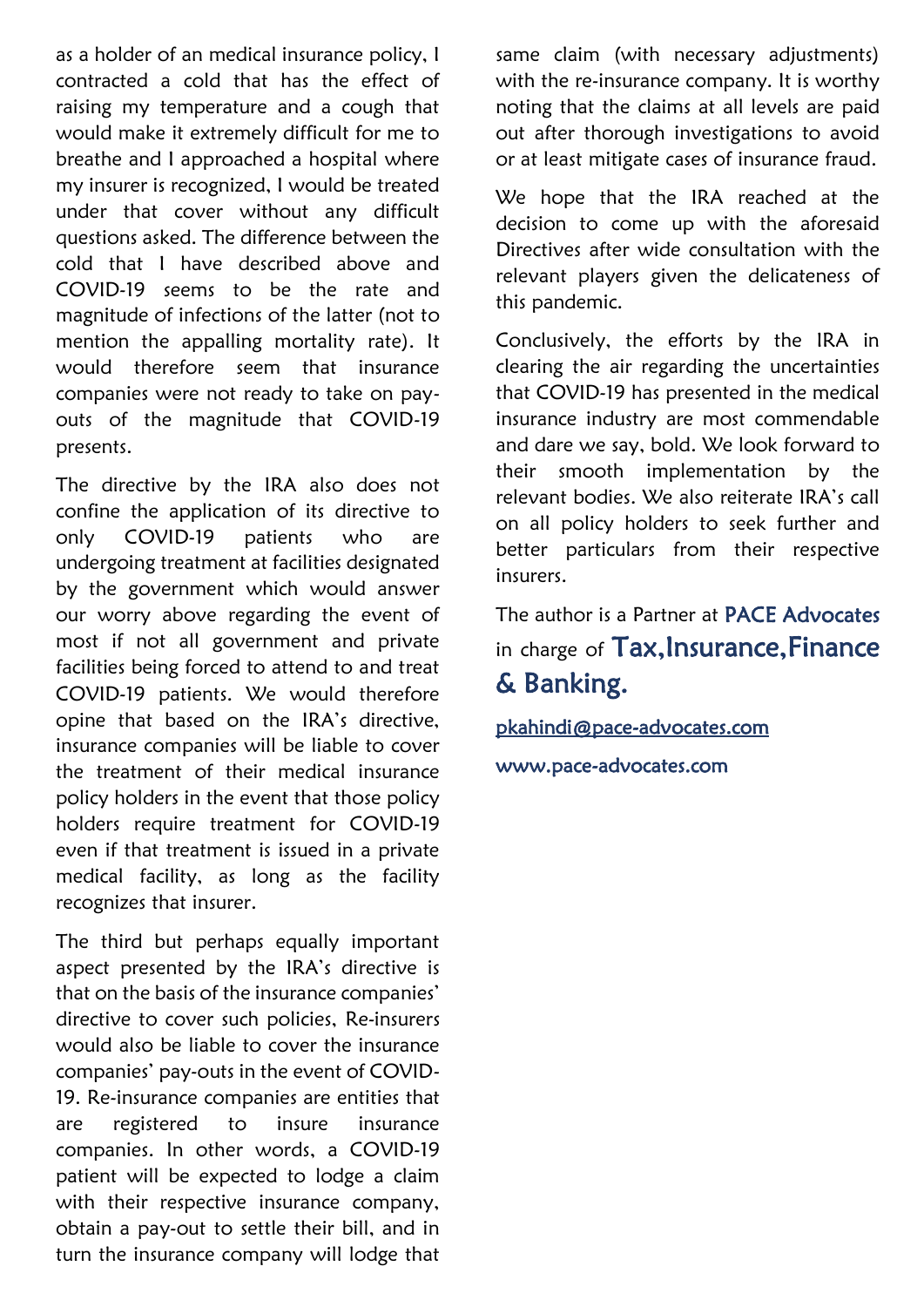as a holder of an medical insurance policy, I contracted a cold that has the effect of raising my temperature and a cough that would make it extremely difficult for me to breathe and I approached a hospital where my insurer is recognized, I would be treated under that cover without any difficult questions asked. The difference between the cold that I have described above and COVID-19 seems to be the rate and magnitude of infections of the latter (not to mention the appalling mortality rate). It would therefore seem that insurance companies were not ready to take on pay-outs of the magnitude that COVID-19 presents.

The directive by the IRA also does not confine the application of its directive to only COVID-19 patients who are undergoing treatment at facilities designated by the government which would answer our worry above regarding the event of most if not all government and private facilities being forced to attend to and treat COVID-19 patients. We would therefore opine that based on the IRA's directive, insurance companies will be liable to cover the treatment of their medical insurance policy holders in the event that those policy holders require treatment for COVID-19 even if that treatment is issued in a private medical facility, as long as the facility recognizes that insurer.

The third but perhaps equally important aspect presented by the IRA's directive is that on the basis of the insurance companies' directive to cover such policies, Re-insurers would also be liable to cover the insurance companies' pay-outs in the event of COVID-19. Re-insurance companies are entities that are registered to insure insurance companies. In other words, a COVID-19 patient will be expected to lodge a claim with their respective insurance company, obtain a pay-out to settle their bill, and in turn the insurance company will lodge that same claim (with necessary adjustments) with the re-insurance company. It is worthy noting that the claims at all levels are paid out after thorough investigations to avoid or at least mitigate cases of insurance fraud.

We hope that the IRA reached at the decision to come up with the aforesaid Directives after wide consultation with the relevant players given the delicateness of this pandemic.

Conclusively, the efforts by the IRA in clearing the air regarding the uncertainties that COVID-19 has presented in the medical insurance industry are most commendable and dare we say, bold. We look forward to their smooth implementation by the relevant bodies. We also reiterate IRA's call on all policy holders to seek further and better particulars from their respective insurers.

The author is a Partner at PACE Advocates in charge of **Tax, Insurance, Finance & Banking.**

pkahindi@pace-advocates.com

www.pace-advocates.com